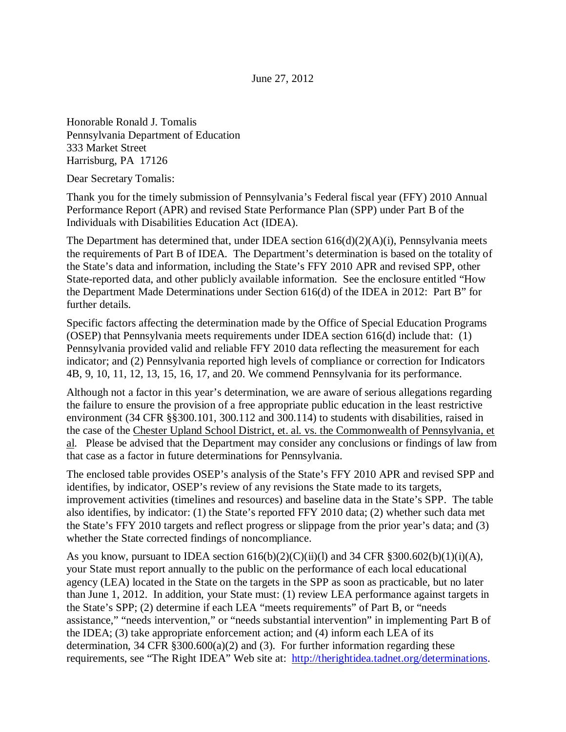June 27, 2012

Honorable Ronald J. Tomalis
Pennsylvania Department of Education
333 Market Street
Harrisburg, PA 17126

Dear Secretary Tomalis:

Thank you for the timely submission of Pennsylvania's Federal fiscal year (FFY) 2010 Annual Performance Report (APR) and revised State Performance Plan (SPP) under Part B of the Individuals with Disabilities Education Act (IDEA).

The Department has determined that, under IDEA section 616(d)(2)(A)(i), Pennsylvania meets the requirements of Part B of IDEA. The Department's determination is based on the totality of the State's data and information, including the State's FFY 2010 APR and revised SPP, other State-reported data, and other publicly available information. See the enclosure entitled "How the Department Made Determinations under Section 616(d) of the IDEA in 2012: Part B" for further details.

Specific factors affecting the determination made by the Office of Special Education Programs (OSEP) that Pennsylvania meets requirements under IDEA section 616(d) include that: (1) Pennsylvania provided valid and reliable FFY 2010 data reflecting the measurement for each indicator; and (2) Pennsylvania reported high levels of compliance or correction for Indicators 4B, 9, 10, 11, 12, 13, 15, 16, 17, and 20. We commend Pennsylvania for its performance.

Although not a factor in this year's determination, we are aware of serious allegations regarding the failure to ensure the provision of a free appropriate public education in the least restrictive environment (34 CFR §§300.101, 300.112 and 300.114) to students with disabilities, raised in the case of the Chester Upland School District, et. al. vs. the Commonwealth of Pennsylvania, et al. Please be advised that the Department may consider any conclusions or findings of law from that case as a factor in future determinations for Pennsylvania.

The enclosed table provides OSEP's analysis of the State's FFY 2010 APR and revised SPP and identifies, by indicator, OSEP's review of any revisions the State made to its targets, improvement activities (timelines and resources) and baseline data in the State's SPP. The table also identifies, by indicator: (1) the State's reported FFY 2010 data; (2) whether such data met the State's FFY 2010 targets and reflect progress or slippage from the prior year's data; and (3) whether the State corrected findings of noncompliance.

As you know, pursuant to IDEA section 616(b)(2)(C)(ii)(l) and 34 CFR §300.602(b)(1)(i)(A), your State must report annually to the public on the performance of each local educational agency (LEA) located in the State on the targets in the SPP as soon as practicable, but no later than June 1, 2012. In addition, your State must: (1) review LEA performance against targets in the State's SPP; (2) determine if each LEA "meets requirements" of Part B, or "needs assistance," "needs intervention," or "needs substantial intervention" in implementing Part B of the IDEA; (3) take appropriate enforcement action; and (4) inform each LEA of its determination, 34 CFR §300.600(a)(2) and (3). For further information regarding these requirements, see "The Right IDEA" Web site at: http://therightidea.tadnet.org/determinations.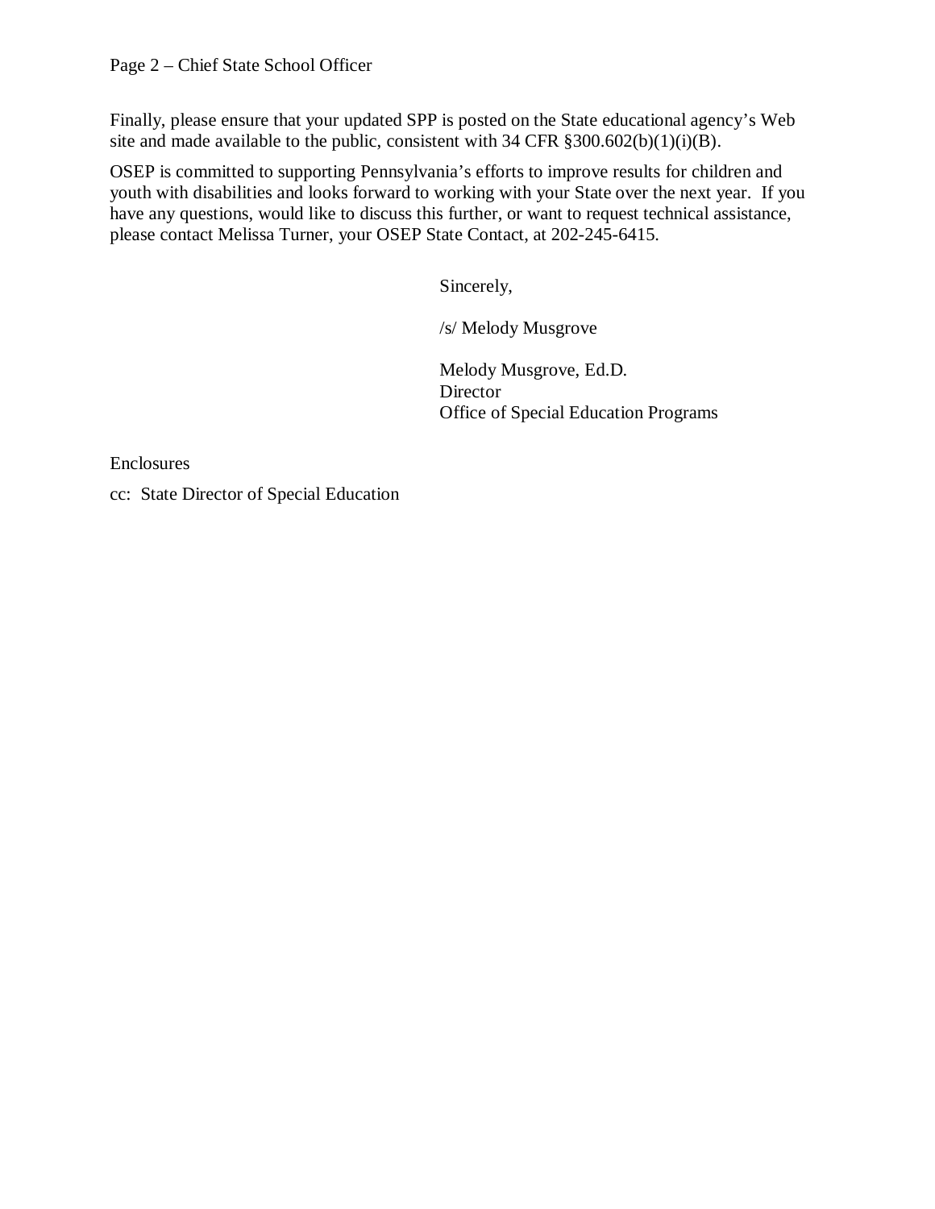Finally, please ensure that your updated SPP is posted on the State educational agency's Web site and made available to the public, consistent with 34 CFR §300.602(b)(1)(i)(B).

OSEP is committed to supporting Pennsylvania's efforts to improve results for children and youth with disabilities and looks forward to working with your State over the next year. If you have any questions, would like to discuss this further, or want to request technical assistance, please contact Melissa Turner, your OSEP State Contact, at 202-245-6415.

Sincerely,

/s/ Melody Musgrove

Melody Musgrove, Ed.D.
Director
Office of Special Education Programs

Enclosures

cc: State Director of Special Education